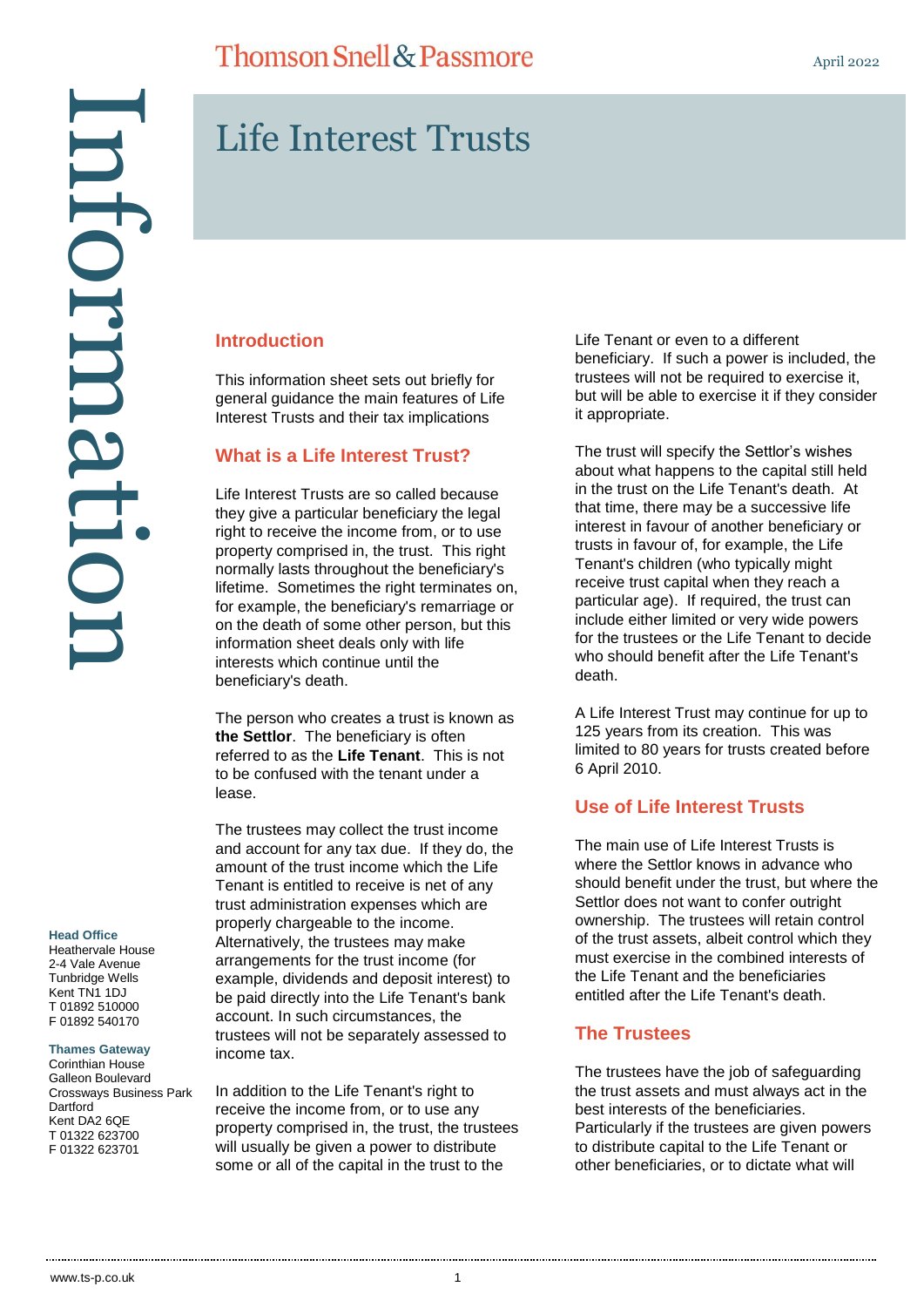Thomson Snell & Passmore

April 2022

# Life Interest Trusts

## Introduction

This information sheet sets out briefly for general guidance the main features of Life Interest Trusts and their tax implications

## What is a Life Interest Trust?

Life Interest Trusts are so called because they give a particular beneficiary the legal right to receive the income from, or to use property comprised in, the trust. This right normally lasts throughout the beneficiary's lifetime. Sometimes the right terminates on, for example, the beneficiary's remarriage or on the death of some other person, but this information sheet deals only with life interests which continue until the beneficiary's death.

The person who creates a trust is known as **the Settlor**. The beneficiary is often referred to as the **Life Tenant**. This is not to be confused with the tenant under a lease.

The trustees may collect the trust income and account for any tax due. If they do, the amount of the trust income which the Life Tenant is entitled to receive is net of any trust administration expenses which are properly chargeable to the income. Alternatively, the trustees may make arrangements for the trust income (for example, dividends and deposit interest) to be paid directly into the Life Tenant's bank account. In such circumstances, the trustees will not be separately assessed to income tax.

In addition to the Life Tenant's right to receive the income from, or to use any property comprised in, the trust, the trustees will usually be given a power to distribute some or all of the capital in the trust to the Life Tenant or even to a different beneficiary. If such a power is included, the trustees will not be required to exercise it, but will be able to exercise it if they consider it appropriate.

The trust will specify the Settlor's wishes about what happens to the capital still held in the trust on the Life Tenant's death. At that time, there may be a successive life interest in favour of another beneficiary or trusts in favour of, for example, the Life Tenant's children (who typically might receive trust capital when they reach a particular age). If required, the trust can include either limited or very wide powers for the trustees or the Life Tenant to decide who should benefit after the Life Tenant's death.

A Life Interest Trust may continue for up to 125 years from its creation. This was limited to 80 years for trusts created before 6 April 2010.

## Use of Life Interest Trusts

The main use of Life Interest Trusts is where the Settlor knows in advance who should benefit under the trust, but where the Settlor does not want to confer outright ownership. The trustees will retain control of the trust assets, albeit control which they must exercise in the combined interests of the Life Tenant and the beneficiaries entitled after the Life Tenant's death.

## The Trustees

The trustees have the job of safeguarding the trust assets and must always act in the best interests of the beneficiaries. Particularly if the trustees are given powers to distribute capital to the Life Tenant or other beneficiaries, or to dictate what will

**Head Office**
Heathervale House
2-4 Vale Avenue
Tunbridge Wells
Kent TN1 1DJ
T 01892 510000
F 01892 540170

**Thames Gateway**
Corinthian House
Galleon Boulevard
Crossways Business Park
Dartford
Kent DA2 6QE
T 01322 623700
F 01322 623701

www.ts-p.co.uk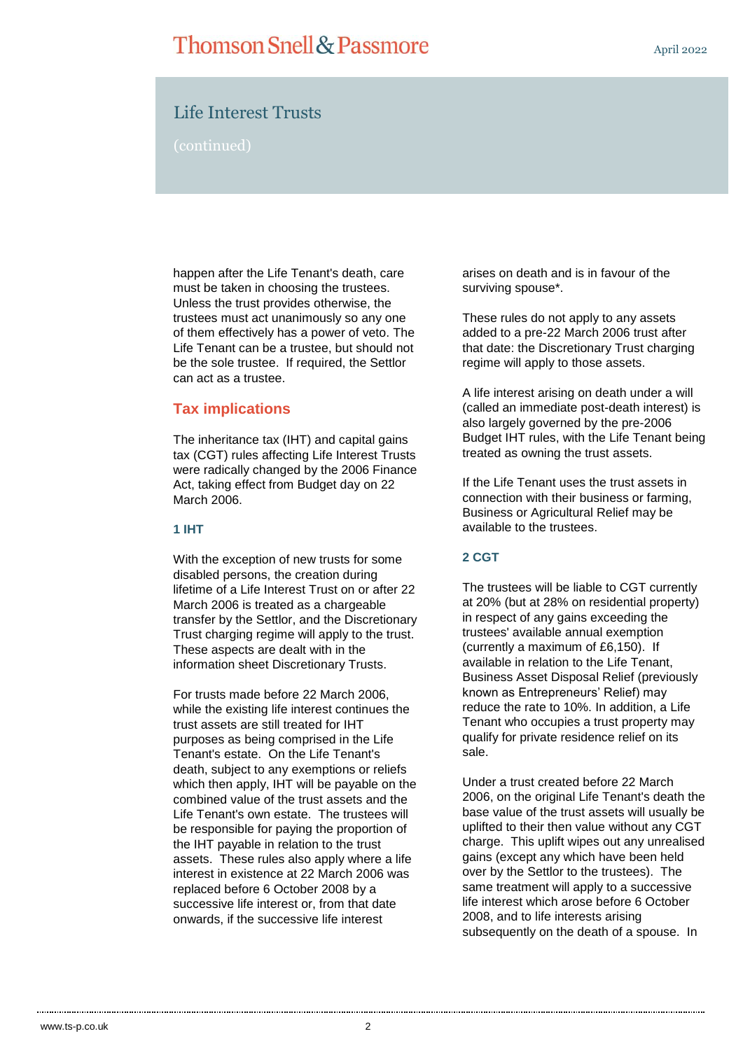## Life Interest Trusts

(continued)

happen after the Life Tenant's death, care must be taken in choosing the trustees. Unless the trust provides otherwise, the trustees must act unanimously so any one of them effectively has a power of veto. The Life Tenant can be a trustee, but should not be the sole trustee. If required, the Settlor can act as a trustee.

## Tax implications

The inheritance tax (IHT) and capital gains tax (CGT) rules affecting Life Interest Trusts were radically changed by the 2006 Finance Act, taking effect from Budget day on 22 March 2006.

### 1 IHT

With the exception of new trusts for some disabled persons, the creation during lifetime of a Life Interest Trust on or after 22 March 2006 is treated as a chargeable transfer by the Settlor, and the Discretionary Trust charging regime will apply to the trust. These aspects are dealt with in the information sheet Discretionary Trusts.

For trusts made before 22 March 2006, while the existing life interest continues the trust assets are still treated for IHT purposes as being comprised in the Life Tenant's estate. On the Life Tenant's death, subject to any exemptions or reliefs which then apply, IHT will be payable on the combined value of the trust assets and the Life Tenant's own estate. The trustees will be responsible for paying the proportion of the IHT payable in relation to the trust assets. These rules also apply where a life interest in existence at 22 March 2006 was replaced before 6 October 2008 by a successive life interest or, from that date onwards, if the successive life interest arises on death and is in favour of the surviving spouse*.

These rules do not apply to any assets added to a pre-22 March 2006 trust after that date: the Discretionary Trust charging regime will apply to those assets.

A life interest arising on death under a will (called an immediate post-death interest) is also largely governed by the pre-2006 Budget IHT rules, with the Life Tenant being treated as owning the trust assets.

If the Life Tenant uses the trust assets in connection with their business or farming, Business or Agricultural Relief may be available to the trustees.

### 2 CGT

The trustees will be liable to CGT currently at 20% (but at 28% on residential property) in respect of any gains exceeding the trustees' available annual exemption (currently a maximum of £6,150). If available in relation to the Life Tenant, Business Asset Disposal Relief (previously known as Entrepreneurs' Relief) may reduce the rate to 10%. In addition, a Life Tenant who occupies a trust property may qualify for private residence relief on its sale.

Under a trust created before 22 March 2006, on the original Life Tenant's death the base value of the trust assets will usually be uplifted to their then value without any CGT charge. This uplift wipes out any unrealised gains (except any which have been held over by the Settlor to the trustees). The same treatment will apply to a successive life interest which arose before 6 October 2008, and to life interests arising subsequently on the death of a spouse. In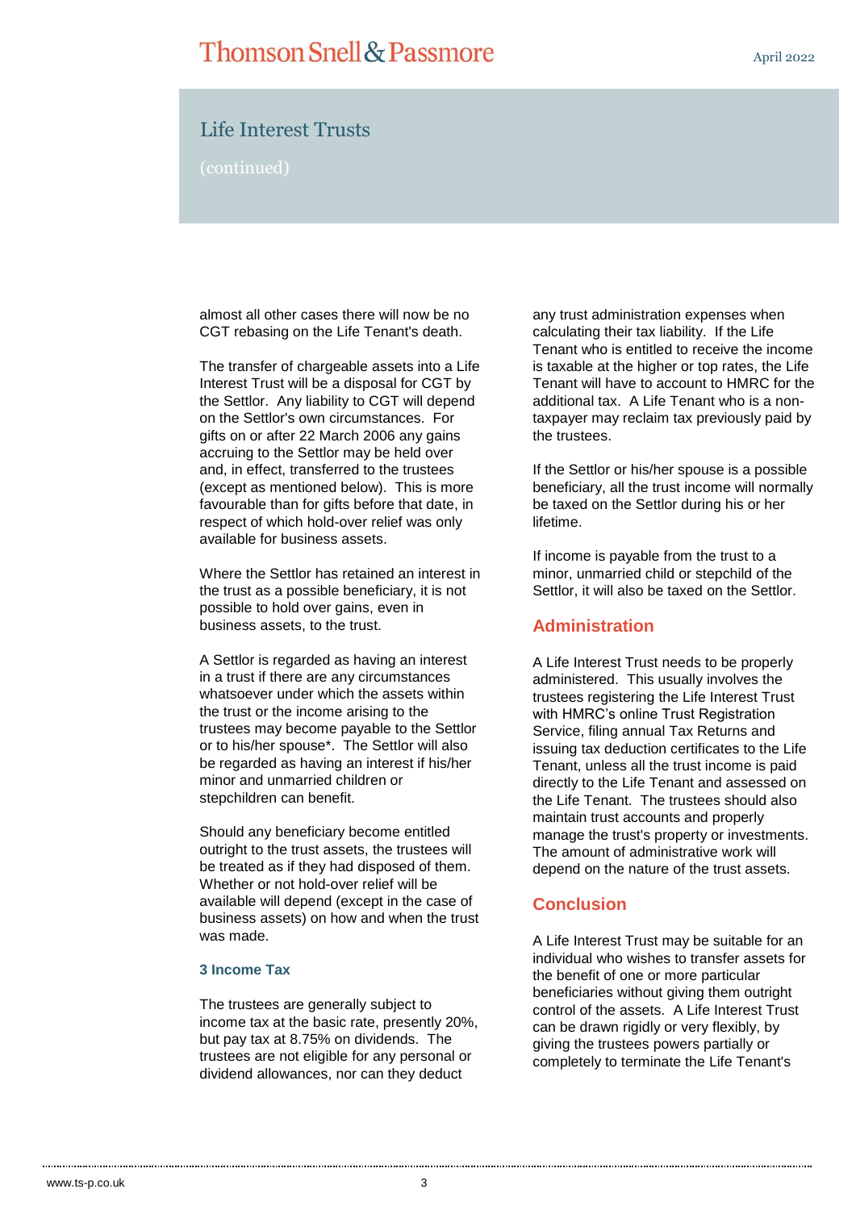## Life Interest Trusts

(continued)

almost all other cases there will now be no CGT rebasing on the Life Tenant's death.

The transfer of chargeable assets into a Life Interest Trust will be a disposal for CGT by the Settlor. Any liability to CGT will depend on the Settlor's own circumstances. For gifts on or after 22 March 2006 any gains accruing to the Settlor may be held over and, in effect, transferred to the trustees (except as mentioned below). This is more favourable than for gifts before that date, in respect of which hold-over relief was only available for business assets.

Where the Settlor has retained an interest in the trust as a possible beneficiary, it is not possible to hold over gains, even in business assets, to the trust.

A Settlor is regarded as having an interest in a trust if there are any circumstances whatsoever under which the assets within the trust or the income arising to the trustees may become payable to the Settlor or to his/her spouse*. The Settlor will also be regarded as having an interest if his/her minor and unmarried children or stepchildren can benefit.

Should any beneficiary become entitled outright to the trust assets, the trustees will be treated as if they had disposed of them. Whether or not hold-over relief will be available will depend (except in the case of business assets) on how and when the trust was made.

### 3 Income Tax

The trustees are generally subject to income tax at the basic rate, presently 20%, but pay tax at 8.75% on dividends. The trustees are not eligible for any personal or dividend allowances, nor can they deduct any trust administration expenses when calculating their tax liability. If the Life Tenant who is entitled to receive the income is taxable at the higher or top rates, the Life Tenant will have to account to HMRC for the additional tax. A Life Tenant who is a non-taxpayer may reclaim tax previously paid by the trustees.

If the Settlor or his/her spouse is a possible beneficiary, all the trust income will normally be taxed on the Settlor during his or her lifetime.

If income is payable from the trust to a minor, unmarried child or stepchild of the Settlor, it will also be taxed on the Settlor.

## Administration

A Life Interest Trust needs to be properly administered. This usually involves the trustees registering the Life Interest Trust with HMRC's online Trust Registration Service, filing annual Tax Returns and issuing tax deduction certificates to the Life Tenant, unless all the trust income is paid directly to the Life Tenant and assessed on the Life Tenant. The trustees should also maintain trust accounts and properly manage the trust's property or investments. The amount of administrative work will depend on the nature of the trust assets.

## Conclusion

A Life Interest Trust may be suitable for an individual who wishes to transfer assets for the benefit of one or more particular beneficiaries without giving them outright control of the assets. A Life Interest Trust can be drawn rigidly or very flexibly, by giving the trustees powers partially or completely to terminate the Life Tenant's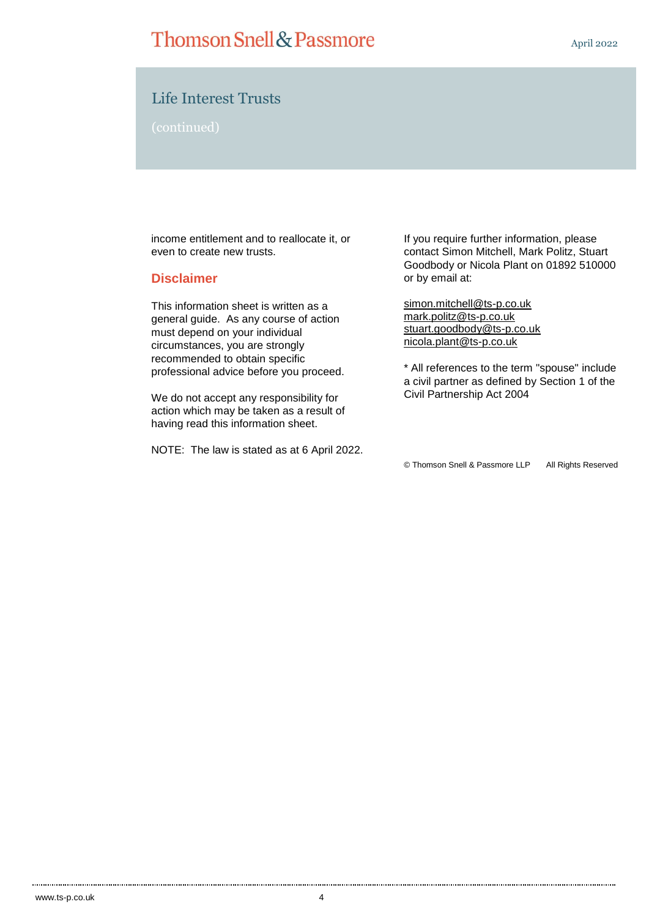income entitlement and to reallocate it, or even to create new trusts.

## Disclaimer

This information sheet is written as a general guide. As any course of action must depend on your individual circumstances, you are strongly recommended to obtain specific professional advice before you proceed.

We do not accept any responsibility for action which may be taken as a result of having read this information sheet.

NOTE: The law is stated as at 6 April 2022.

If you require further information, please contact Simon Mitchell, Mark Politz, Stuart Goodbody or Nicola Plant on 01892 510000 or by email at:

simon.mitchell@ts-p.co.uk
mark.politz@ts-p.co.uk
stuart.goodbody@ts-p.co.uk
nicola.plant@ts-p.co.uk

* All references to the term "spouse" include a civil partner as defined by Section 1 of the Civil Partnership Act 2004

© Thomson Snell & Passmore LLP All Rights Reserved